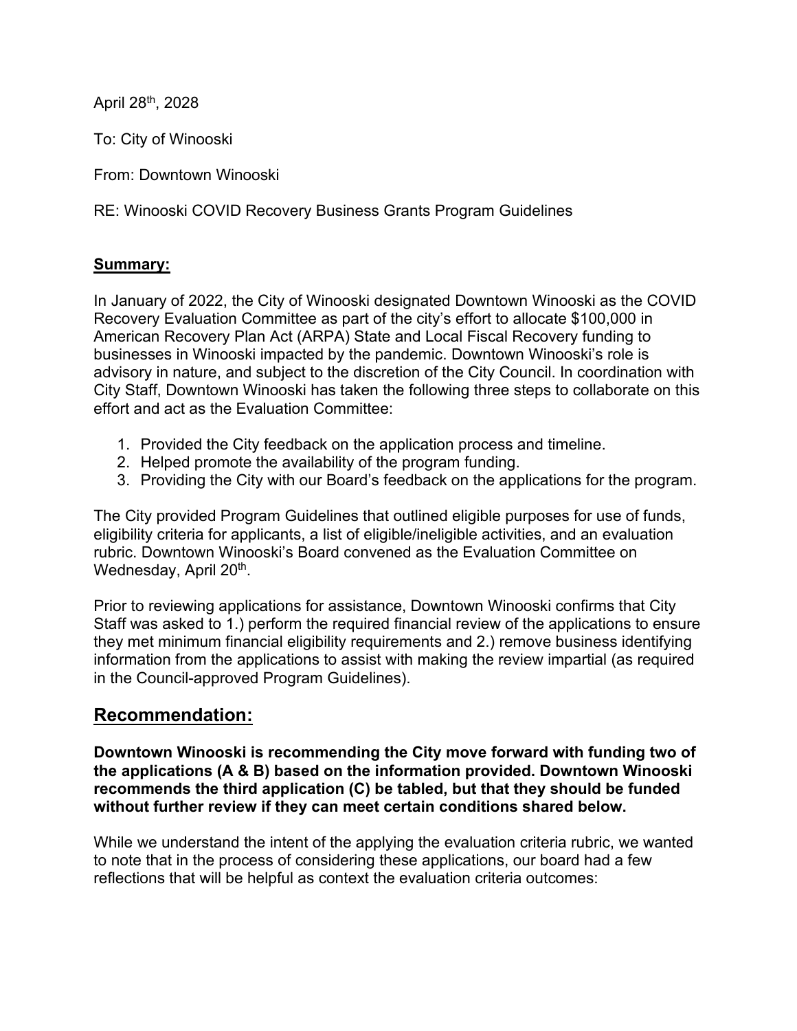April 28th, 2028

To: City of Winooski

From: Downtown Winooski

RE: Winooski COVID Recovery Business Grants Program Guidelines

**Summary:**

In January of 2022, the City of Winooski designated Downtown Winooski as the COVID Recovery Evaluation Committee as part of the city's effort to allocate $100,000 in American Recovery Plan Act (ARPA) State and Local Fiscal Recovery funding to businesses in Winooski impacted by the pandemic. Downtown Winooski's role is advisory in nature, and subject to the discretion of the City Council. In coordination with City Staff, Downtown Winooski has taken the following three steps to collaborate on this effort and act as the Evaluation Committee:

1. Provided the City feedback on the application process and timeline.
2. Helped promote the availability of the program funding.
3. Providing the City with our Board's feedback on the applications for the program.

The City provided Program Guidelines that outlined eligible purposes for use of funds, eligibility criteria for applicants, a list of eligible/ineligible activities, and an evaluation rubric. Downtown Winooski's Board convened as the Evaluation Committee on Wednesday, April 20th.

Prior to reviewing applications for assistance, Downtown Winooski confirms that City Staff was asked to 1.) perform the required financial review of the applications to ensure they met minimum financial eligibility requirements and 2.) remove business identifying information from the applications to assist with making the review impartial (as required in the Council-approved Program Guidelines).

## Recommendation:

**Downtown Winooski is recommending the City move forward with funding two of the applications (A & B) based on the information provided. Downtown Winooski recommends the third application (C) be tabled, but that they should be funded without further review if they can meet certain conditions shared below.**

While we understand the intent of the applying the evaluation criteria rubric, we wanted to note that in the process of considering these applications, our board had a few reflections that will be helpful as context the evaluation criteria outcomes: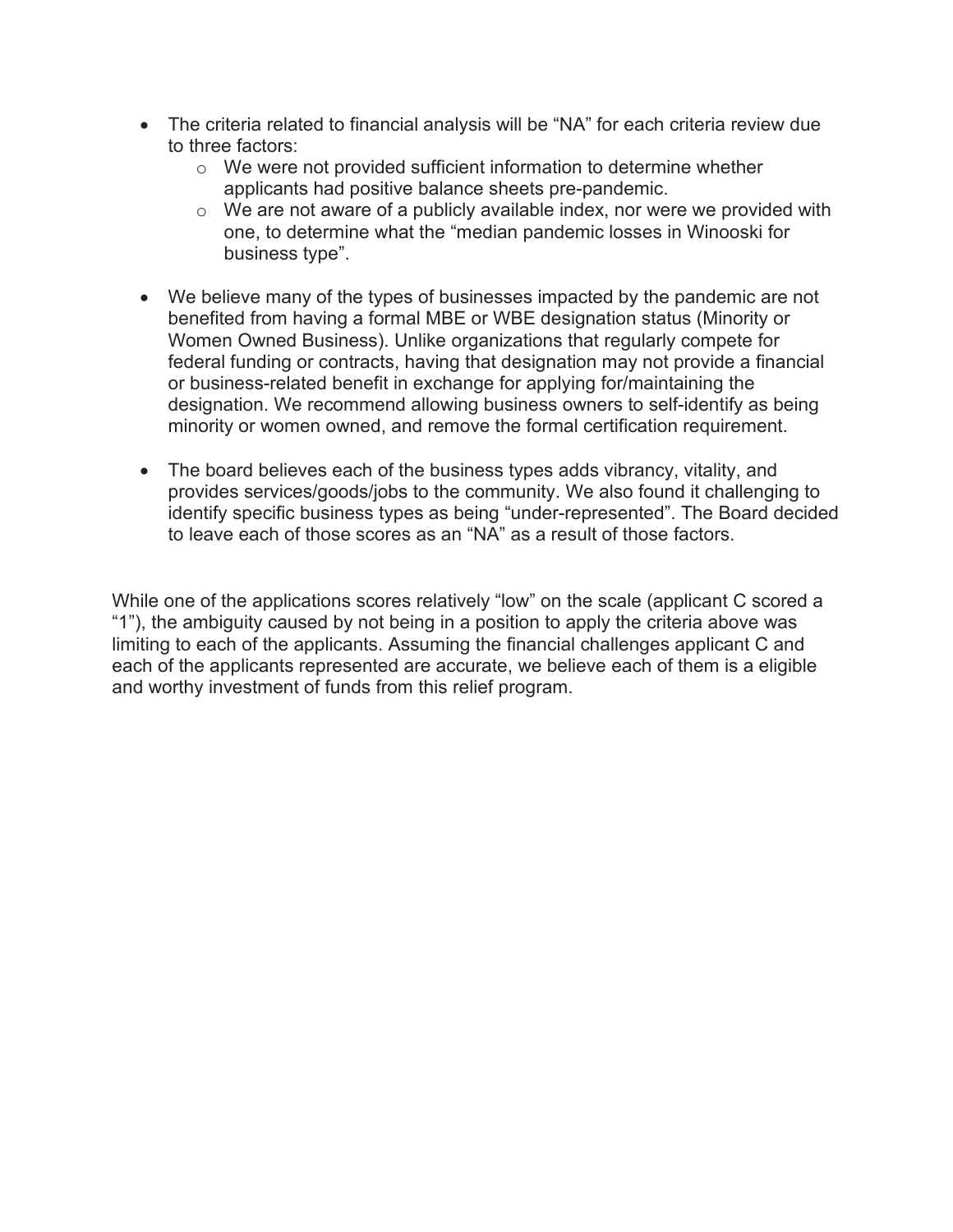- The criteria related to financial analysis will be "NA" for each criteria review due to three factors:
  - We were not provided sufficient information to determine whether applicants had positive balance sheets pre-pandemic.
  - We are not aware of a publicly available index, nor were we provided with one, to determine what the "median pandemic losses in Winooski for business type".

- We believe many of the types of businesses impacted by the pandemic are not benefited from having a formal MBE or WBE designation status (Minority or Women Owned Business). Unlike organizations that regularly compete for federal funding or contracts, having that designation may not provide a financial or business-related benefit in exchange for applying for/maintaining the designation. We recommend allowing business owners to self-identify as being minority or women owned, and remove the formal certification requirement.

- The board believes each of the business types adds vibrancy, vitality, and provides services/goods/jobs to the community. We also found it challenging to identify specific business types as being "under-represented". The Board decided to leave each of those scores as an "NA" as a result of those factors.

While one of the applications scores relatively "low" on the scale (applicant C scored a "1"), the ambiguity caused by not being in a position to apply the criteria above was limiting to each of the applicants. Assuming the financial challenges applicant C and each of the applicants represented are accurate, we believe each of them is a eligible and worthy investment of funds from this relief program.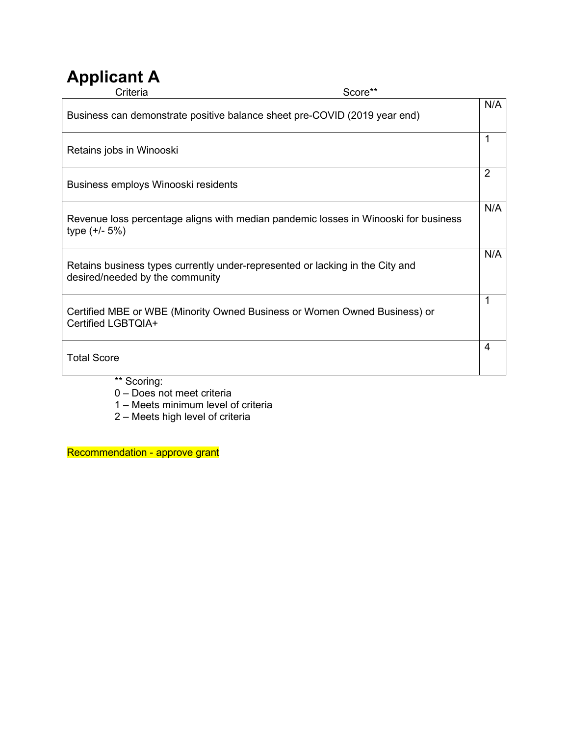# Applicant A

| Criteria | Score** |
|---|---|
| Business can demonstrate positive balance sheet pre-COVID (2019 year end) | N/A |
| Retains jobs in Winooski | 1 |
| Business employs Winooski residents | 2 |
| Revenue loss percentage aligns with median pandemic losses in Winooski for business type (+/- 5%) | N/A |
| Retains business types currently under-represented or lacking in the City and desired/needed by the community | N/A |
| Certified MBE or WBE (Minority Owned Business or Women Owned Business) or Certified LGBTQIA+ | 1 |
| Total Score | 4 |

** Scoring:
0 – Does not meet criteria
1 – Meets minimum level of criteria
2 – Meets high level of criteria

Recommendation - approve grant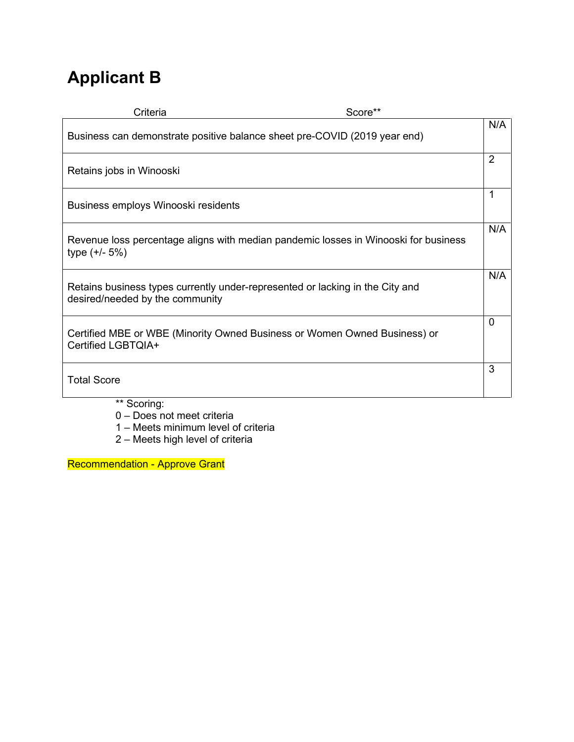# Applicant B

| Criteria | Score** |
|---|---|
| Business can demonstrate positive balance sheet pre-COVID (2019 year end) | N/A |
| Retains jobs in Winooski | 2 |
| Business employs Winooski residents | 1 |
| Revenue loss percentage aligns with median pandemic losses in Winooski for business type (+/- 5%) | N/A |
| Retains business types currently under-represented or lacking in the City and desired/needed by the community | N/A |
| Certified MBE or WBE (Minority Owned Business or Women Owned Business) or Certified LGBTQIA+ | 0 |
| Total Score | 3 |

** Scoring:
0 – Does not meet criteria
1 – Meets minimum level of criteria
2 – Meets high level of criteria

Recommendation - Approve Grant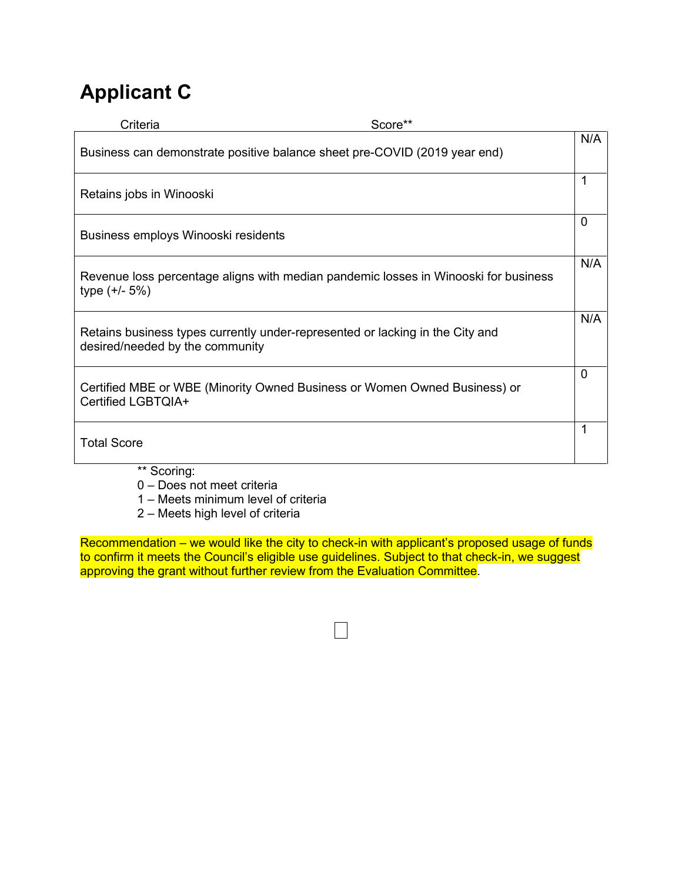# Applicant C

| Criteria | Score** |
|---|---|
| Business can demonstrate positive balance sheet pre-COVID (2019 year end) | N/A |
| Retains jobs in Winooski | 1 |
| Business employs Winooski residents | 0 |
| Revenue loss percentage aligns with median pandemic losses in Winooski for business type (+/- 5%) | N/A |
| Retains business types currently under-represented or lacking in the City and desired/needed by the community | N/A |
| Certified MBE or WBE (Minority Owned Business or Women Owned Business) or Certified LGBTQIA+ | 0 |
| Total Score | 1 |

** Scoring:
0 – Does not meet criteria
1 – Meets minimum level of criteria
2 – Meets high level of criteria

Recommendation – we would like the city to check-in with applicant's proposed usage of funds to confirm it meets the Council's eligible use guidelines. Subject to that check-in, we suggest approving the grant without further review from the Evaluation Committee.